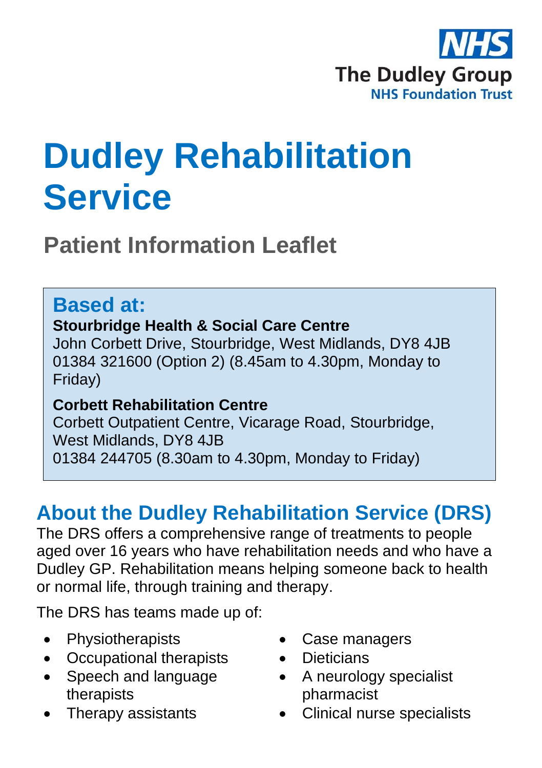NHS

The Dudley Group
NHS Foundation Trust

# Dudley Rehabilitation Service

## Patient Information Leaflet

### Based at:

**Stourbridge Health & Social Care Centre**
John Corbett Drive, Stourbridge, West Midlands, DY8 4JB
01384 321600 (Option 2) (8.45am to 4.30pm, Monday to Friday)

**Corbett Rehabilitation Centre**
Corbett Outpatient Centre, Vicarage Road, Stourbridge, West Midlands, DY8 4JB
01384 244705 (8.30am to 4.30pm, Monday to Friday)

## About the Dudley Rehabilitation Service (DRS)

The DRS offers a comprehensive range of treatments to people aged over 16 years who have rehabilitation needs and who have a Dudley GP. Rehabilitation means helping someone back to health or normal life, through training and therapy.

The DRS has teams made up of:

- Physiotherapists
- Occupational therapists
- Speech and language therapists
- Therapy assistants
- Case managers
- Dieticians
- A neurology specialist pharmacist
- Clinical nurse specialists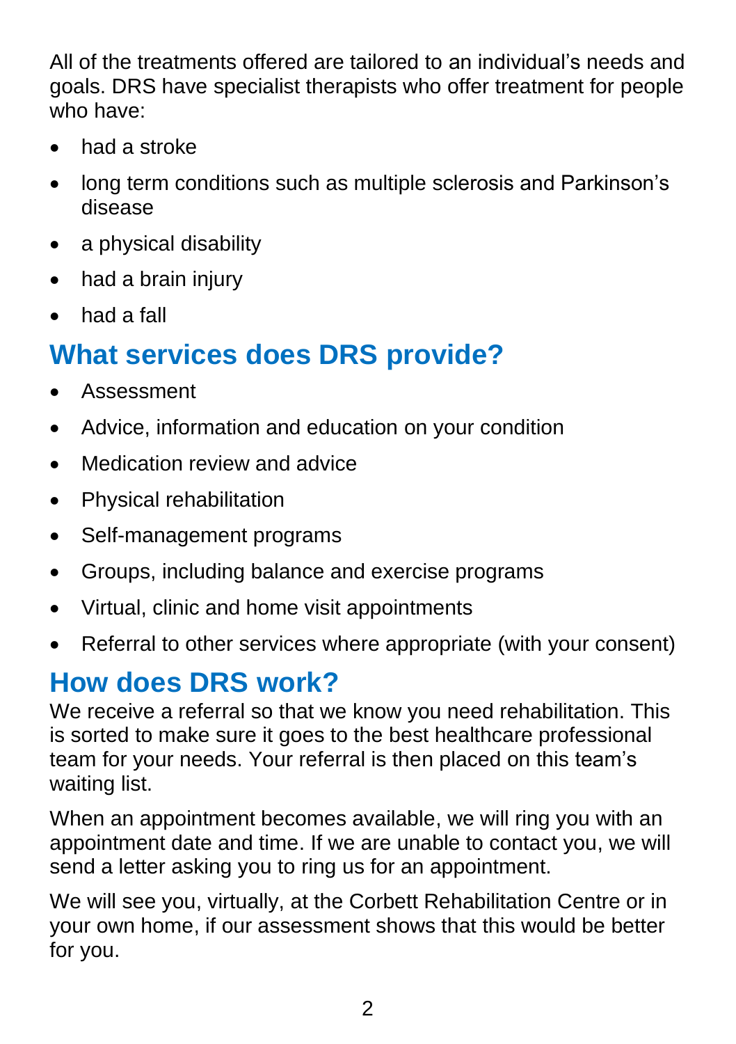All of the treatments offered are tailored to an individual's needs and goals. DRS have specialist therapists who offer treatment for people who have:

- had a stroke
- long term conditions such as multiple sclerosis and Parkinson's disease
- a physical disability
- had a brain injury
- had a fall

## What services does DRS provide?

- Assessment
- Advice, information and education on your condition
- Medication review and advice
- Physical rehabilitation
- Self-management programs
- Groups, including balance and exercise programs
- Virtual, clinic and home visit appointments
- Referral to other services where appropriate (with your consent)

## How does DRS work?

We receive a referral so that we know you need rehabilitation. This is sorted to make sure it goes to the best healthcare professional team for your needs. Your referral is then placed on this team's waiting list.

When an appointment becomes available, we will ring you with an appointment date and time. If we are unable to contact you, we will send a letter asking you to ring us for an appointment.

We will see you, virtually, at the Corbett Rehabilitation Centre or in your own home, if our assessment shows that this would be better for you.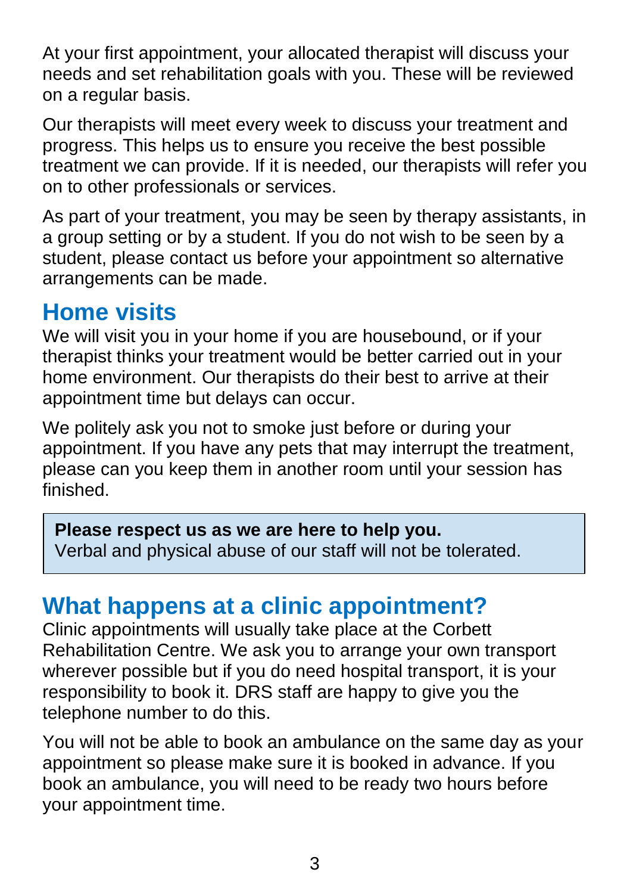At your first appointment, your allocated therapist will discuss your needs and set rehabilitation goals with you. These will be reviewed on a regular basis.

Our therapists will meet every week to discuss your treatment and progress. This helps us to ensure you receive the best possible treatment we can provide. If it is needed, our therapists will refer you on to other professionals or services.

As part of your treatment, you may be seen by therapy assistants, in a group setting or by a student. If you do not wish to be seen by a student, please contact us before your appointment so alternative arrangements can be made.

## Home visits

We will visit you in your home if you are housebound, or if your therapist thinks your treatment would be better carried out in your home environment. Our therapists do their best to arrive at their appointment time but delays can occur.

We politely ask you not to smoke just before or during your appointment. If you have any pets that may interrupt the treatment, please can you keep them in another room until your session has finished.

> **Please respect us as we are here to help you.**
> Verbal and physical abuse of our staff will not be tolerated.

## What happens at a clinic appointment?

Clinic appointments will usually take place at the Corbett Rehabilitation Centre. We ask you to arrange your own transport wherever possible but if you do need hospital transport, it is your responsibility to book it. DRS staff are happy to give you the telephone number to do this.

You will not be able to book an ambulance on the same day as your appointment so please make sure it is booked in advance. If you book an ambulance, you will need to be ready two hours before your appointment time.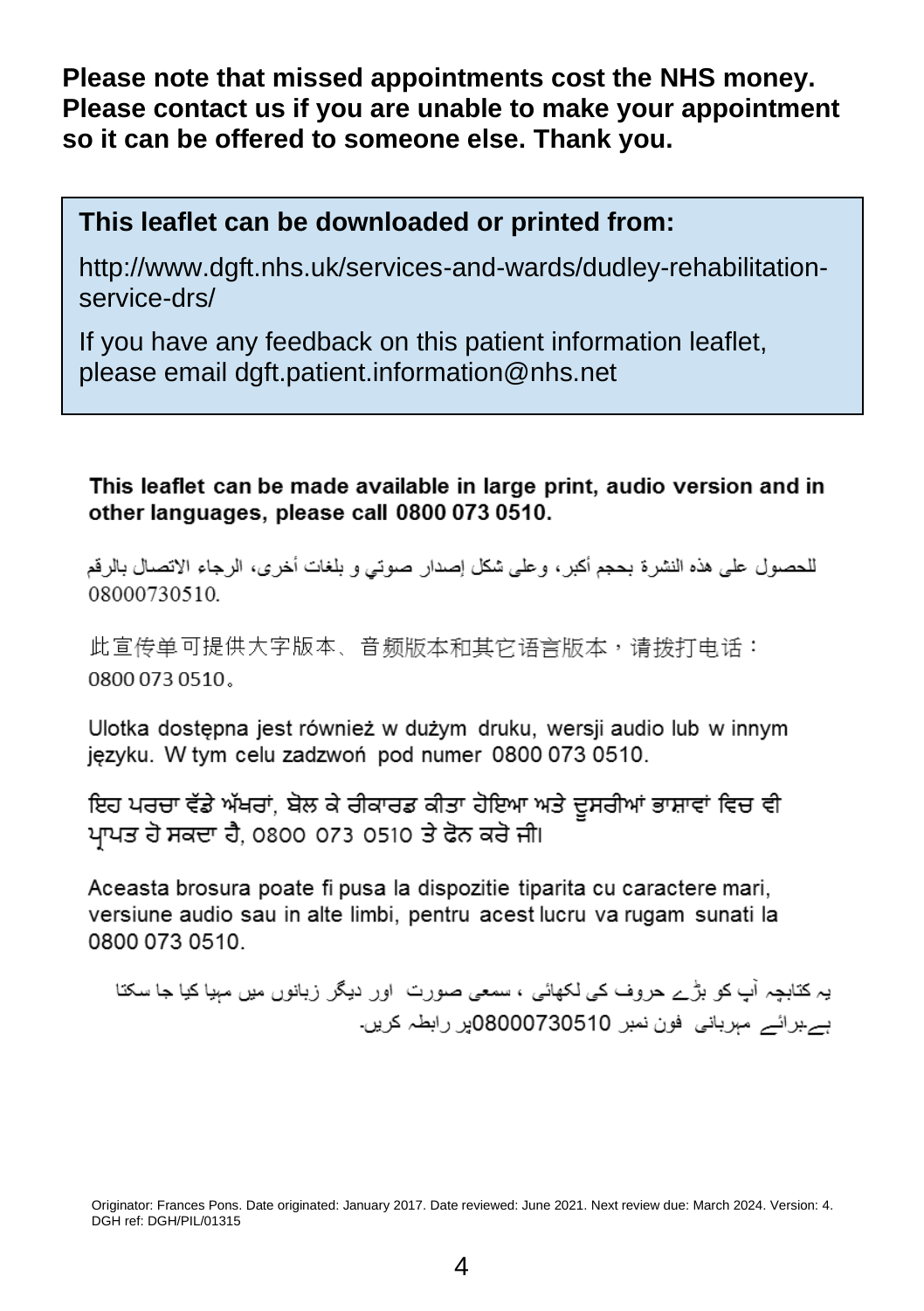**Please note that missed appointments cost the NHS money. Please contact us if you are unable to make your appointment so it can be offered to someone else. Thank you.**

**This leaflet can be downloaded or printed from:**

http://www.dgft.nhs.uk/services-and-wards/dudley-rehabilitation-service-drs/

If you have any feedback on this patient information leaflet, please email dgft.patient.information@nhs.net

**This leaflet can be made available in large print, audio version and in other languages, please call 0800 073 0510.**

للحصول على هذه النشرة بحجم أكبر، وعلى شكل إصدار صوتي و بلغات أخرى، الرجاء الاتصال بالرقم 08000730510.

此宣传单可提供大字版本、音频版本和其它语言版本，请拨打电话：0800 073 0510。

Ulotka dostępna jest również w dużym druku, wersji audio lub w innym języku. W tym celu zadzwoń pod numer 0800 073 0510.

ਇਹ ਪਰਚਾ ਵੱਡੇ ਅੱਖਰਾਂ, ਬੋਲ ਕੇ ਰੀਕਾਰਡ ਕੀਤਾ ਹੋਇਆ ਅਤੇ ਦੂਸਰੀਆਂ ਭਾਸ਼ਾਵਾਂ ਵਿਚ ਵੀ ਪ੍ਰਾਪਤ ਹੋ ਸਕਦਾ ਹੈ, 0800 073 0510 ਤੇ ਫੋਨ ਕਰੋ ਜੀ।

Aceasta brosura poate fi pusa la dispozitie tiparita cu caractere mari, versiune audio sau in alte limbi, pentru acest lucru va rugam sunati la 0800 073 0510.

یہ کتابچہ آپ کو بڑے حروف کی لکھائی ، سمعی صورت اور دیگر زبانوں میں مہیا کیا جا سکتا ہے۔برائے مہربانی فون نمبر 08000730510پر رابطہ کریں۔

Originator: Frances Pons. Date originated: January 2017. Date reviewed: June 2021. Next review due: March 2024. Version: 4. DGH ref: DGH/PIL/01315